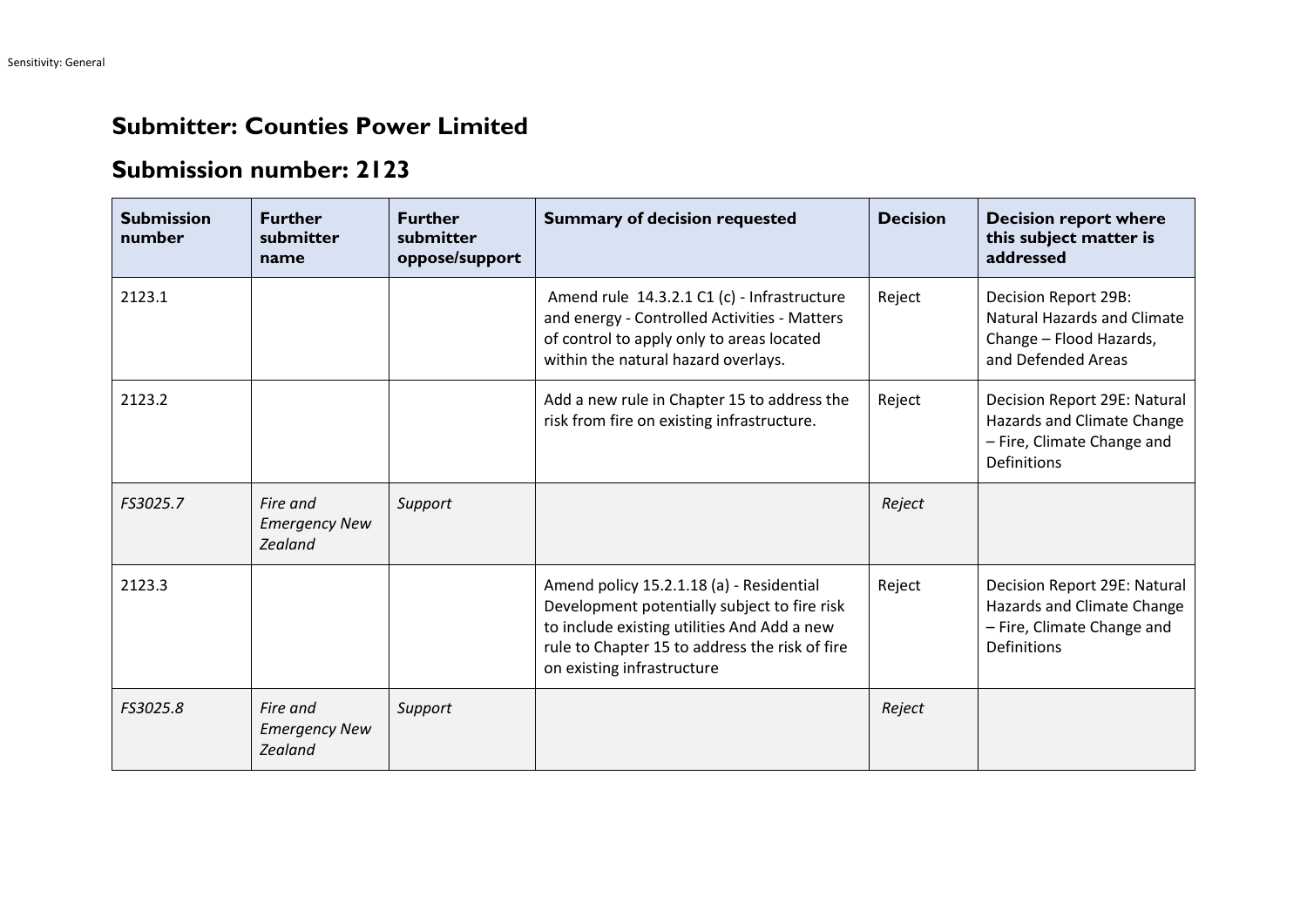## Submitter: Counties Power Limited

## Submission number: 2123

| Submission number | Further submitter name | Further submitter oppose/support | Summary of decision requested | Decision | Decision report where this subject matter is addressed |
|---|---|---|---|---|---|
| 2123.1 | | | Amend rule 14.3.2.1 C1 (c) - Infrastructure and energy - Controlled Activities - Matters of control to apply only to areas located within the natural hazard overlays. | Reject | Decision Report 29B: Natural Hazards and Climate Change – Flood Hazards, and Defended Areas |
| 2123.2 | | | Add a new rule in Chapter 15 to address the risk from fire on existing infrastructure. | Reject | Decision Report 29E: Natural Hazards and Climate Change – Fire, Climate Change and Definitions |
| *FS3025.7* | *Fire and Emergency New Zealand* | *Support* | | *Reject* | |
| 2123.3 | | | Amend policy 15.2.1.18 (a) - Residential Development potentially subject to fire risk to include existing utilities And Add a new rule to Chapter 15 to address the risk of fire on existing infrastructure | Reject | Decision Report 29E: Natural Hazards and Climate Change – Fire, Climate Change and Definitions |
| *FS3025.8* | *Fire and Emergency New Zealand* | *Support* | | *Reject* | |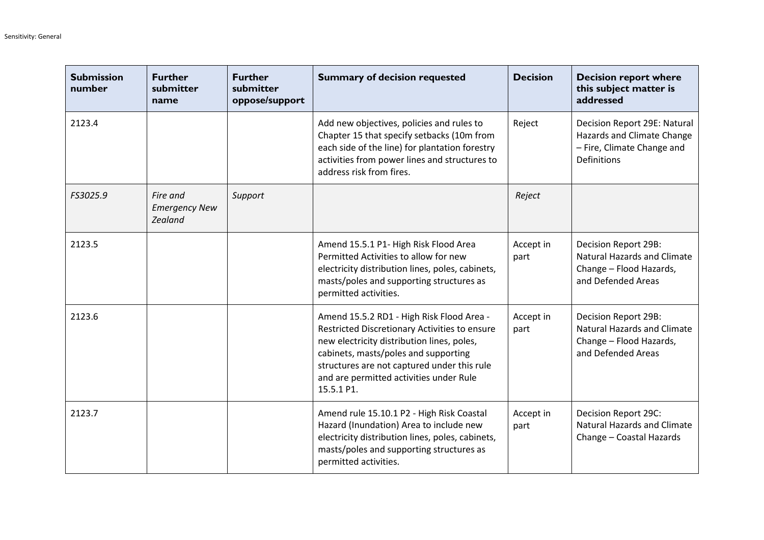| Submission number | Further submitter name | Further submitter oppose/support | Summary of decision requested | Decision | Decision report where this subject matter is addressed |
|---|---|---|---|---|---|
| 2123.4 | | | Add new objectives, policies and rules to Chapter 15 that specify setbacks (10m from each side of the line) for plantation forestry activities from power lines and structures to address risk from fires. | Reject | Decision Report 29E: Natural Hazards and Climate Change – Fire, Climate Change and Definitions |
| *FS3025.9* | *Fire and Emergency New Zealand* | *Support* | | *Reject* | |
| 2123.5 | | | Amend 15.5.1 P1- High Risk Flood Area Permitted Activities to allow for new electricity distribution lines, poles, cabinets, masts/poles and supporting structures as permitted activities. | Accept in part | Decision Report 29B: Natural Hazards and Climate Change – Flood Hazards, and Defended Areas |
| 2123.6 | | | Amend 15.5.2 RD1 - High Risk Flood Area - Restricted Discretionary Activities to ensure new electricity distribution lines, poles, cabinets, masts/poles and supporting structures are not captured under this rule and are permitted activities under Rule 15.5.1 P1. | Accept in part | Decision Report 29B: Natural Hazards and Climate Change – Flood Hazards, and Defended Areas |
| 2123.7 | | | Amend rule 15.10.1 P2 - High Risk Coastal Hazard (Inundation) Area to include new electricity distribution lines, poles, cabinets, masts/poles and supporting structures as permitted activities. | Accept in part | Decision Report 29C: Natural Hazards and Climate Change – Coastal Hazards |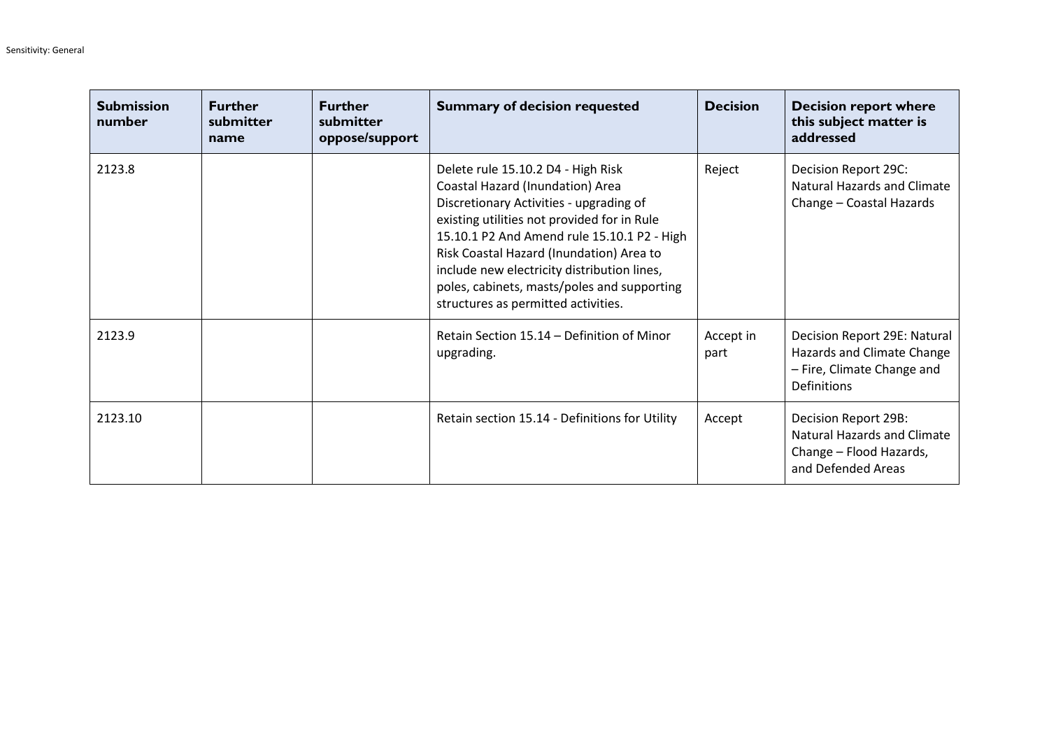| Submission number | Further submitter name | Further submitter oppose/support | Summary of decision requested | Decision | Decision report where this subject matter is addressed |
|---|---|---|---|---|---|
| 2123.8 | | | Delete rule 15.10.2 D4 - High Risk Coastal Hazard (Inundation) Area Discretionary Activities - upgrading of existing utilities not provided for in Rule 15.10.1 P2 And Amend rule 15.10.1 P2 - High Risk Coastal Hazard (Inundation) Area to include new electricity distribution lines, poles, cabinets, masts/poles and supporting structures as permitted activities. | Reject | Decision Report 29C: Natural Hazards and Climate Change – Coastal Hazards |
| 2123.9 | | | Retain Section 15.14 – Definition of Minor upgrading. | Accept in part | Decision Report 29E: Natural Hazards and Climate Change – Fire, Climate Change and Definitions |
| 2123.10 | | | Retain section 15.14 - Definitions for Utility | Accept | Decision Report 29B: Natural Hazards and Climate Change – Flood Hazards, and Defended Areas |